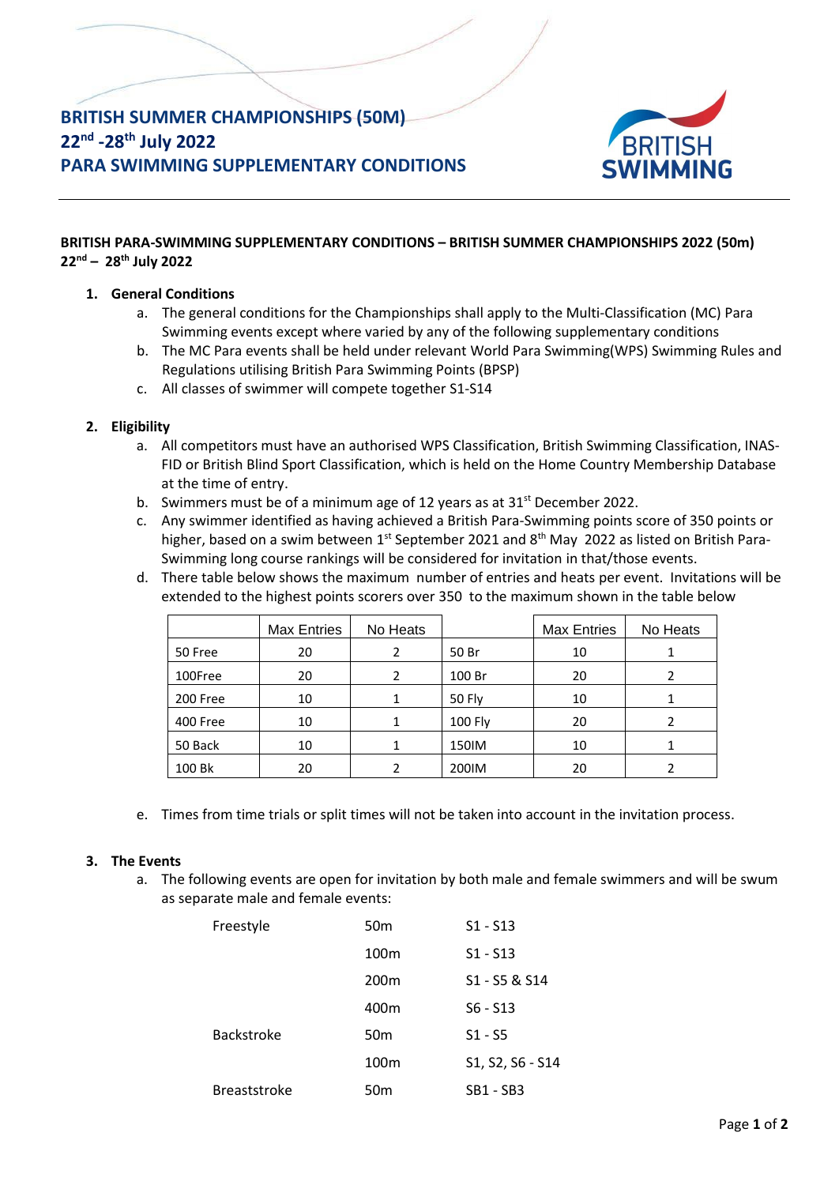# BRITISH SUMMER CHAMPIONSHIPS (50M)
# 22nd -28th July 2022
# PARA SWIMMING SUPPLEMENTARY CONDITIONS

**BRITISH PARA-SWIMMING SUPPLEMENTARY CONDITIONS – BRITISH SUMMER CHAMPIONSHIPS 2022 (50m) 22nd – 28th July 2022**

1. **General Conditions**
   a. The general conditions for the Championships shall apply to the Multi-Classification (MC) Para Swimming events except where varied by any of the following supplementary conditions
   b. The MC Para events shall be held under relevant World Para Swimming(WPS) Swimming Rules and Regulations utilising British Para Swimming Points (BPSP)
   c. All classes of swimmer will compete together S1-S14

2. **Eligibility**
   a. All competitors must have an authorised WPS Classification, British Swimming Classification, INAS-FID or British Blind Sport Classification, which is held on the Home Country Membership Database at the time of entry.
   b. Swimmers must be of a minimum age of 12 years as at 31st December 2022.
   c. Any swimmer identified as having achieved a British Para-Swimming points score of 350 points or higher, based on a swim between 1st September 2021 and 8th May 2022 as listed on British Para-Swimming long course rankings will be considered for invitation in that/those events.
   d. There table below shows the maximum number of entries and heats per event. Invitations will be extended to the highest points scorers over 350 to the maximum shown in the table below

| | Max Entries | No Heats | | Max Entries | No Heats |
|---|---|---|---|---|---|
| 50 Free | 20 | 2 | 50 Br | 10 | 1 |
| 100Free | 20 | 2 | 100 Br | 20 | 2 |
| 200 Free | 10 | 1 | 50 Fly | 10 | 1 |
| 400 Free | 10 | 1 | 100 Fly | 20 | 2 |
| 50 Back | 10 | 1 | 150IM | 10 | 1 |
| 100 Bk | 20 | 2 | 200IM | 20 | 2 |

   e. Times from time trials or split times will not be taken into account in the invitation process.

3. **The Events**
   a. The following events are open for invitation by both male and female swimmers and will be swum as separate male and female events:

| | | |
|---|---|---|
| Freestyle | 50m | S1 - S13 |
| | 100m | S1 - S13 |
| | 200m | S1 - S5 & S14 |
| | 400m | S6 - S13 |
| Backstroke | 50m | S1 - S5 |
| | 100m | S1, S2, S6 - S14 |
| Breaststroke | 50m | SB1 - SB3 |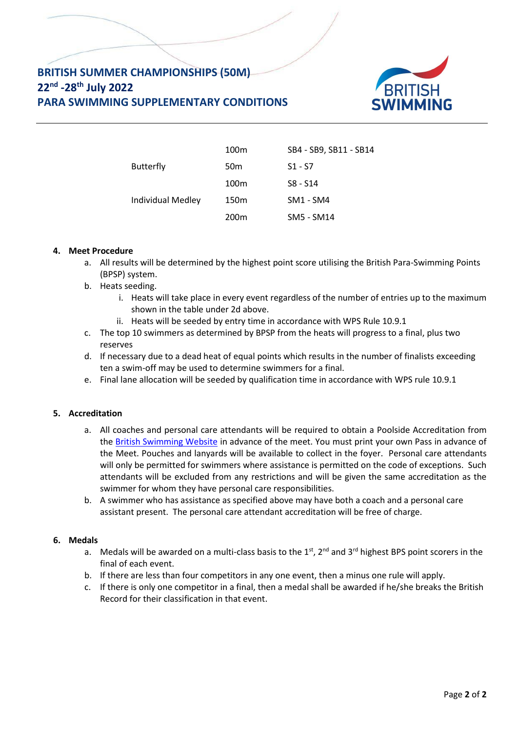| | | |
|---|---|---|
| | 100m | SB4 - SB9, SB11 - SB14 |
| Butterfly | 50m | S1 - S7 |
| | 100m | S8 - S14 |
| Individual Medley | 150m | SM1 - SM4 |
| | 200m | SM5 - SM14 |

**4. Meet Procedure**

a. All results will be determined by the highest point score utilising the British Para-Swimming Points (BPSP) system.

b. Heats seeding.
   i. Heats will take place in every event regardless of the number of entries up to the maximum shown in the table under 2d above.
   ii. Heats will be seeded by entry time in accordance with WPS Rule 10.9.1

c. The top 10 swimmers as determined by BPSP from the heats will progress to a final, plus two reserves

d. If necessary due to a dead heat of equal points which results in the number of finalists exceeding ten a swim-off may be used to determine swimmers for a final.

e. Final lane allocation will be seeded by qualification time in accordance with WPS rule 10.9.1

**5. Accreditation**

a. All coaches and personal care attendants will be required to obtain a Poolside Accreditation from the British Swimming Website in advance of the meet. You must print your own Pass in advance of the Meet. Pouches and lanyards will be available to collect in the foyer. Personal care attendants will only be permitted for swimmers where assistance is permitted on the code of exceptions. Such attendants will be excluded from any restrictions and will be given the same accreditation as the swimmer for whom they have personal care responsibilities.

b. A swimmer who has assistance as specified above may have both a coach and a personal care assistant present. The personal care attendant accreditation will be free of charge.

**6. Medals**

a. Medals will be awarded on a multi-class basis to the 1st, 2nd and 3rd highest BPS point scorers in the final of each event.

b. If there are less than four competitors in any one event, then a minus one rule will apply.

c. If there is only one competitor in a final, then a medal shall be awarded if he/she breaks the British Record for their classification in that event.